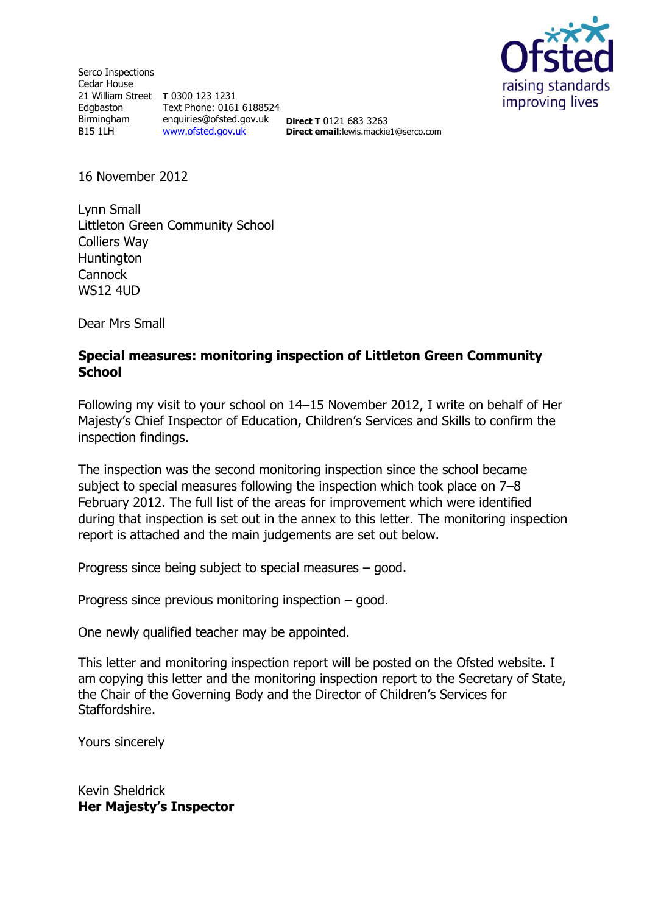Serco Inspections
Cedar House
21 William Street
Edgbaston
Birmingham
B15 1LH

**T** 0300 123 1231
Text Phone: 0161 6188524
enquiries@ofsted.gov.uk
www.ofsted.gov.uk

**Direct T** 0121 683 3263
**Direct email**:lewis.mackie1@serco.com

Ofsted
raising standards
improving lives

16 November 2012

Lynn Small
Littleton Green Community School
Colliers Way
Huntington
Cannock
WS12 4UD

Dear Mrs Small

**Special measures: monitoring inspection of Littleton Green Community School**

Following my visit to your school on 14–15 November 2012, I write on behalf of Her Majesty's Chief Inspector of Education, Children's Services and Skills to confirm the inspection findings.

The inspection was the second monitoring inspection since the school became subject to special measures following the inspection which took place on 7–8 February 2012. The full list of the areas for improvement which were identified during that inspection is set out in the annex to this letter. The monitoring inspection report is attached and the main judgements are set out below.

Progress since being subject to special measures – good.

Progress since previous monitoring inspection – good.

One newly qualified teacher may be appointed.

This letter and monitoring inspection report will be posted on the Ofsted website. I am copying this letter and the monitoring inspection report to the Secretary of State, the Chair of the Governing Body and the Director of Children's Services for Staffordshire.

Yours sincerely

Kevin Sheldrick
**Her Majesty's Inspector**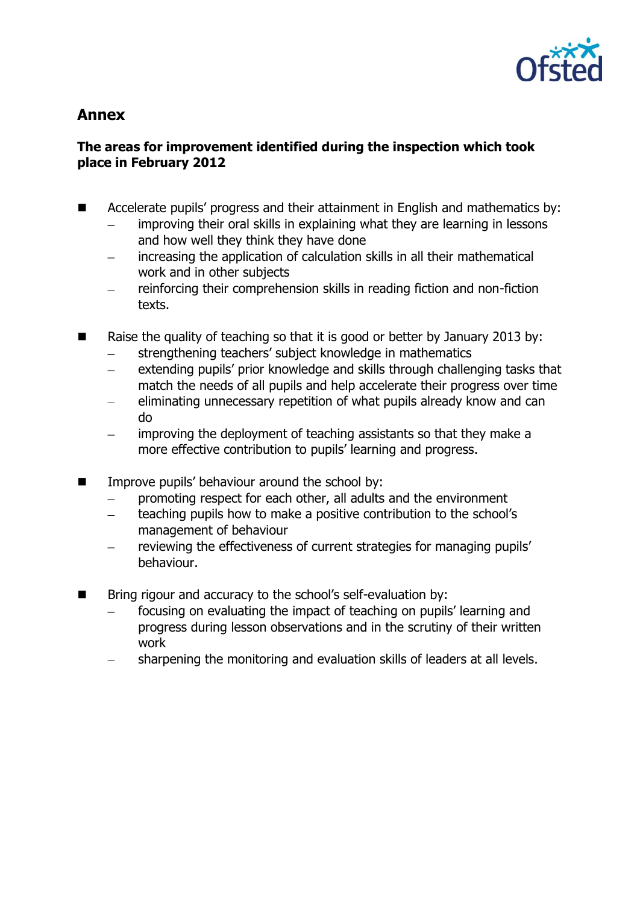## Annex

### The areas for improvement identified during the inspection which took place in February 2012

- Accelerate pupils' progress and their attainment in English and mathematics by:
  - improving their oral skills in explaining what they are learning in lessons and how well they think they have done
  - increasing the application of calculation skills in all their mathematical work and in other subjects
  - reinforcing their comprehension skills in reading fiction and non-fiction texts.

- Raise the quality of teaching so that it is good or better by January 2013 by:
  - strengthening teachers' subject knowledge in mathematics
  - extending pupils' prior knowledge and skills through challenging tasks that match the needs of all pupils and help accelerate their progress over time
  - eliminating unnecessary repetition of what pupils already know and can do
  - improving the deployment of teaching assistants so that they make a more effective contribution to pupils' learning and progress.

- Improve pupils' behaviour around the school by:
  - promoting respect for each other, all adults and the environment
  - teaching pupils how to make a positive contribution to the school's management of behaviour
  - reviewing the effectiveness of current strategies for managing pupils' behaviour.

- Bring rigour and accuracy to the school's self-evaluation by:
  - focusing on evaluating the impact of teaching on pupils' learning and progress during lesson observations and in the scrutiny of their written work
  - sharpening the monitoring and evaluation skills of leaders at all levels.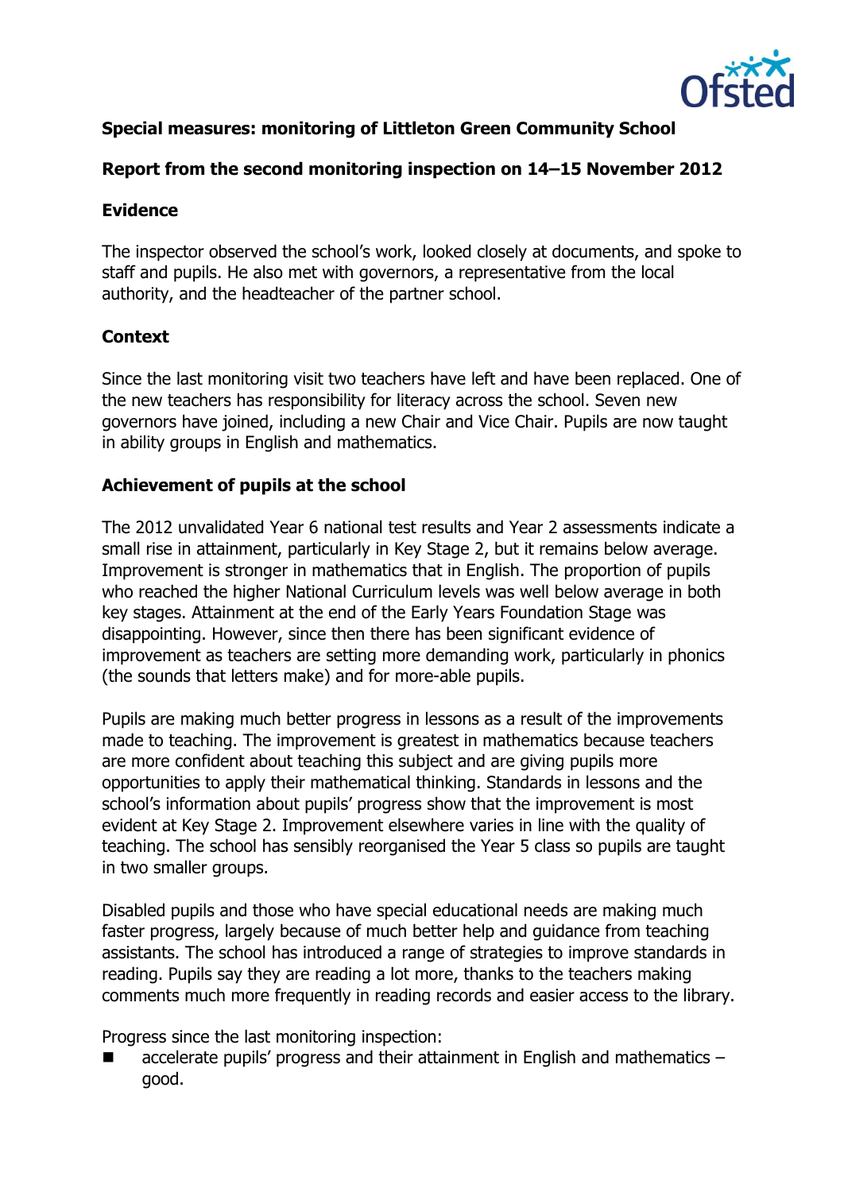**Special measures: monitoring of Littleton Green Community School**

**Report from the second monitoring inspection on 14–15 November 2012**

## Evidence

The inspector observed the school's work, looked closely at documents, and spoke to staff and pupils. He also met with governors, a representative from the local authority, and the headteacher of the partner school.

## Context

Since the last monitoring visit two teachers have left and have been replaced. One of the new teachers has responsibility for literacy across the school. Seven new governors have joined, including a new Chair and Vice Chair. Pupils are now taught in ability groups in English and mathematics.

## Achievement of pupils at the school

The 2012 unvalidated Year 6 national test results and Year 2 assessments indicate a small rise in attainment, particularly in Key Stage 2, but it remains below average. Improvement is stronger in mathematics that in English. The proportion of pupils who reached the higher National Curriculum levels was well below average in both key stages. Attainment at the end of the Early Years Foundation Stage was disappointing. However, since then there has been significant evidence of improvement as teachers are setting more demanding work, particularly in phonics (the sounds that letters make) and for more-able pupils.

Pupils are making much better progress in lessons as a result of the improvements made to teaching. The improvement is greatest in mathematics because teachers are more confident about teaching this subject and are giving pupils more opportunities to apply their mathematical thinking. Standards in lessons and the school's information about pupils' progress show that the improvement is most evident at Key Stage 2. Improvement elsewhere varies in line with the quality of teaching. The school has sensibly reorganised the Year 5 class so pupils are taught in two smaller groups.

Disabled pupils and those who have special educational needs are making much faster progress, largely because of much better help and guidance from teaching assistants. The school has introduced a range of strategies to improve standards in reading. Pupils say they are reading a lot more, thanks to the teachers making comments much more frequently in reading records and easier access to the library.

Progress since the last monitoring inspection:

- accelerate pupils' progress and their attainment in English and mathematics – good.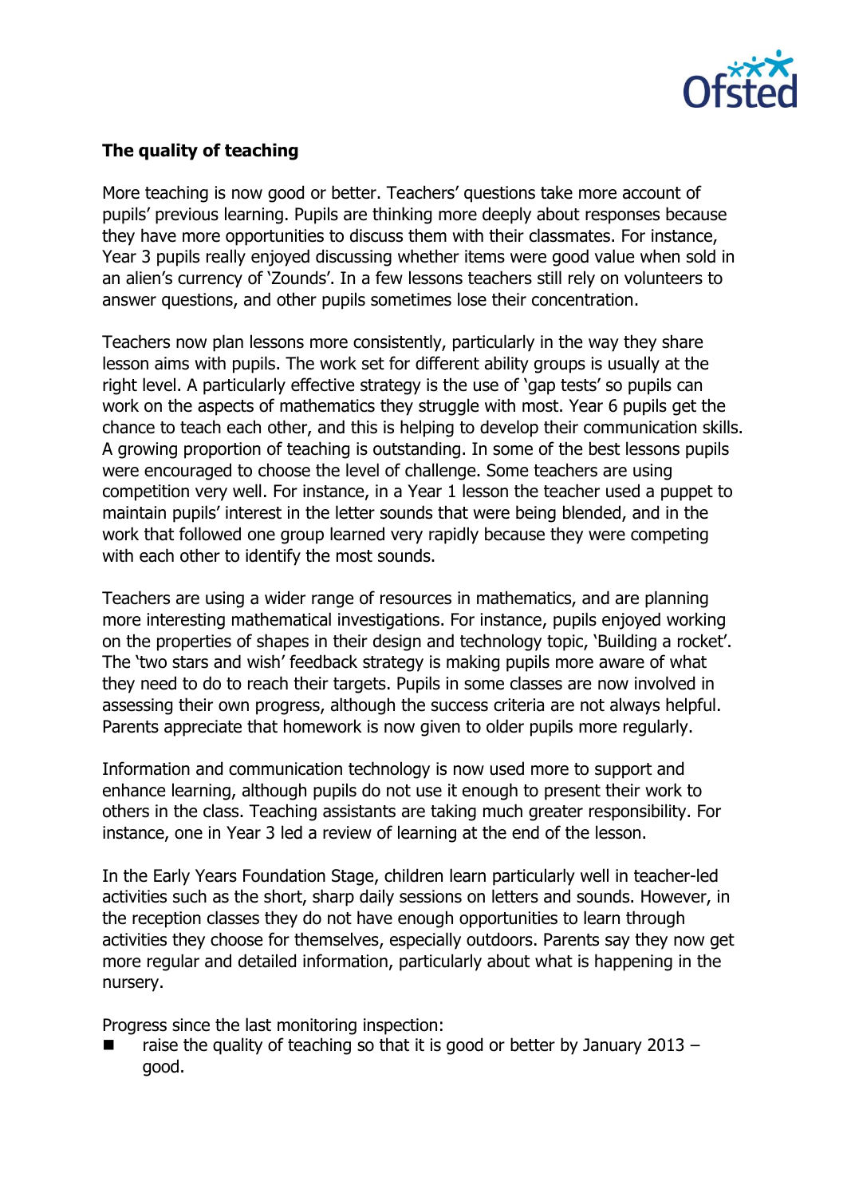**The quality of teaching**

More teaching is now good or better. Teachers' questions take more account of pupils' previous learning. Pupils are thinking more deeply about responses because they have more opportunities to discuss them with their classmates. For instance, Year 3 pupils really enjoyed discussing whether items were good value when sold in an alien's currency of 'Zounds'. In a few lessons teachers still rely on volunteers to answer questions, and other pupils sometimes lose their concentration.

Teachers now plan lessons more consistently, particularly in the way they share lesson aims with pupils. The work set for different ability groups is usually at the right level. A particularly effective strategy is the use of 'gap tests' so pupils can work on the aspects of mathematics they struggle with most. Year 6 pupils get the chance to teach each other, and this is helping to develop their communication skills. A growing proportion of teaching is outstanding. In some of the best lessons pupils were encouraged to choose the level of challenge. Some teachers are using competition very well. For instance, in a Year 1 lesson the teacher used a puppet to maintain pupils' interest in the letter sounds that were being blended, and in the work that followed one group learned very rapidly because they were competing with each other to identify the most sounds.

Teachers are using a wider range of resources in mathematics, and are planning more interesting mathematical investigations. For instance, pupils enjoyed working on the properties of shapes in their design and technology topic, 'Building a rocket'. The 'two stars and wish' feedback strategy is making pupils more aware of what they need to do to reach their targets. Pupils in some classes are now involved in assessing their own progress, although the success criteria are not always helpful. Parents appreciate that homework is now given to older pupils more regularly.

Information and communication technology is now used more to support and enhance learning, although pupils do not use it enough to present their work to others in the class. Teaching assistants are taking much greater responsibility. For instance, one in Year 3 led a review of learning at the end of the lesson.

In the Early Years Foundation Stage, children learn particularly well in teacher-led activities such as the short, sharp daily sessions on letters and sounds. However, in the reception classes they do not have enough opportunities to learn through activities they choose for themselves, especially outdoors. Parents say they now get more regular and detailed information, particularly about what is happening in the nursery.

Progress since the last monitoring inspection:

- raise the quality of teaching so that it is good or better by January 2013 – good.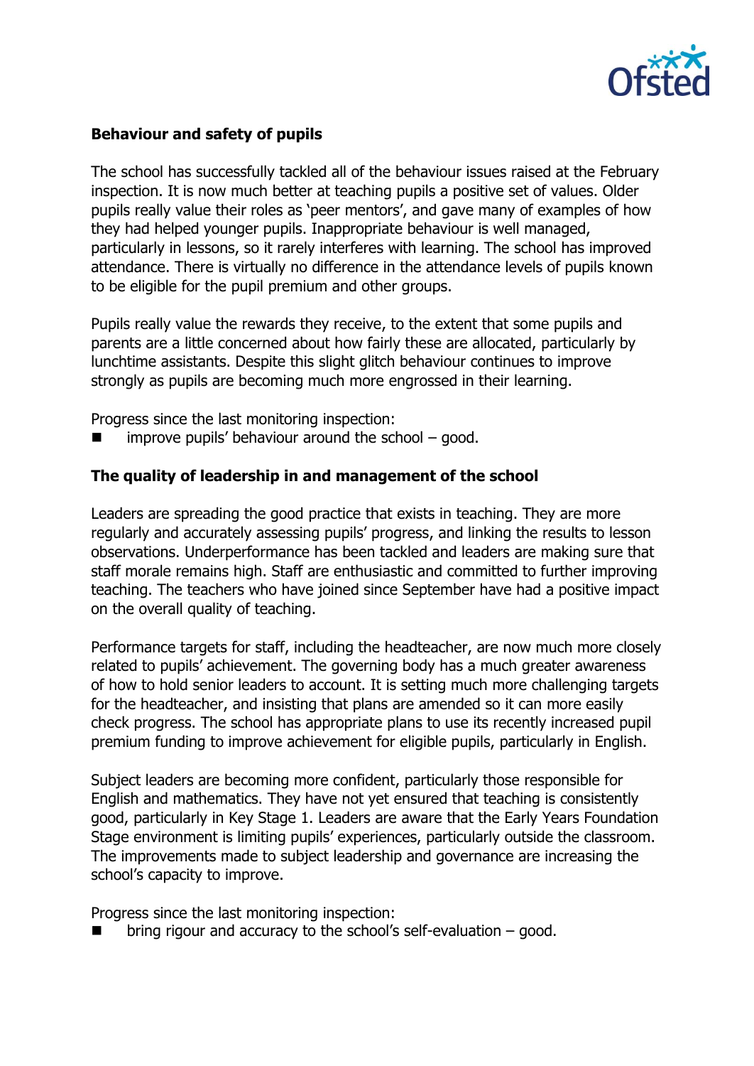### Behaviour and safety of pupils

The school has successfully tackled all of the behaviour issues raised at the February inspection. It is now much better at teaching pupils a positive set of values. Older pupils really value their roles as 'peer mentors', and gave many of examples of how they had helped younger pupils. Inappropriate behaviour is well managed, particularly in lessons, so it rarely interferes with learning. The school has improved attendance. There is virtually no difference in the attendance levels of pupils known to be eligible for the pupil premium and other groups.

Pupils really value the rewards they receive, to the extent that some pupils and parents are a little concerned about how fairly these are allocated, particularly by lunchtime assistants. Despite this slight glitch behaviour continues to improve strongly as pupils are becoming much more engrossed in their learning.

Progress since the last monitoring inspection:

- improve pupils' behaviour around the school – good.

### The quality of leadership in and management of the school

Leaders are spreading the good practice that exists in teaching. They are more regularly and accurately assessing pupils' progress, and linking the results to lesson observations. Underperformance has been tackled and leaders are making sure that staff morale remains high. Staff are enthusiastic and committed to further improving teaching. The teachers who have joined since September have had a positive impact on the overall quality of teaching.

Performance targets for staff, including the headteacher, are now much more closely related to pupils' achievement. The governing body has a much greater awareness of how to hold senior leaders to account. It is setting much more challenging targets for the headteacher, and insisting that plans are amended so it can more easily check progress. The school has appropriate plans to use its recently increased pupil premium funding to improve achievement for eligible pupils, particularly in English.

Subject leaders are becoming more confident, particularly those responsible for English and mathematics. They have not yet ensured that teaching is consistently good, particularly in Key Stage 1. Leaders are aware that the Early Years Foundation Stage environment is limiting pupils' experiences, particularly outside the classroom. The improvements made to subject leadership and governance are increasing the school's capacity to improve.

Progress since the last monitoring inspection:

- bring rigour and accuracy to the school's self-evaluation – good.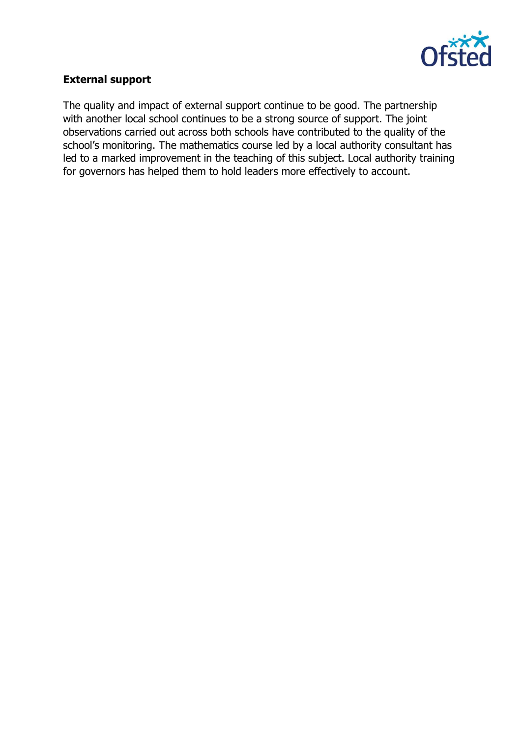**External support**

The quality and impact of external support continue to be good. The partnership with another local school continues to be a strong source of support. The joint observations carried out across both schools have contributed to the quality of the school's monitoring. The mathematics course led by a local authority consultant has led to a marked improvement in the teaching of this subject. Local authority training for governors has helped them to hold leaders more effectively to account.